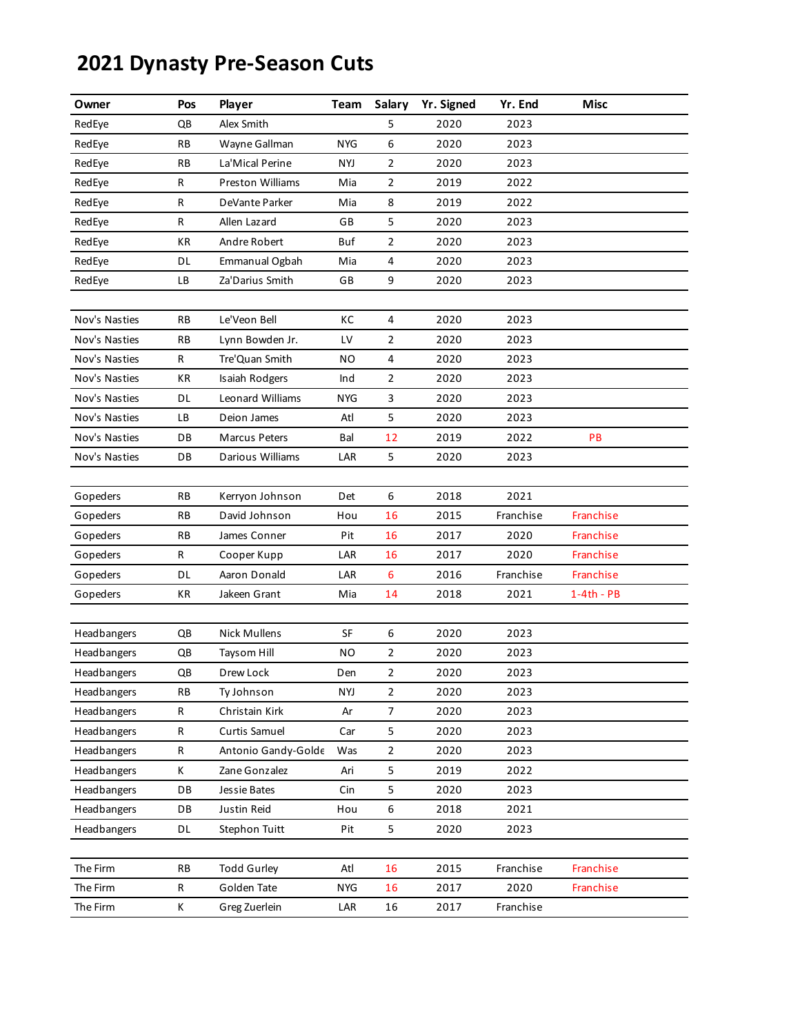# 2021 Dynasty Pre-Season Cuts

| Owner | Pos | Player | Team | Salary | Yr. Signed | Yr. End | Misc |
|---|---|---|---|---|---|---|---|
| RedEye | QB | Alex Smith | | 5 | 2020 | 2023 | |
| RedEye | RB | Wayne Gallman | NYG | 6 | 2020 | 2023 | |
| RedEye | RB | La'Mical Perine | NYJ | 2 | 2020 | 2023 | |
| RedEye | R | Preston Williams | Mia | 2 | 2019 | 2022 | |
| RedEye | R | DeVante Parker | Mia | 8 | 2019 | 2022 | |
| RedEye | R | Allen Lazard | GB | 5 | 2020 | 2023 | |
| RedEye | KR | Andre Robert | Buf | 2 | 2020 | 2023 | |
| RedEye | DL | Emmanual Ogbah | Mia | 4 | 2020 | 2023 | |
| RedEye | LB | Za'Darius Smith | GB | 9 | 2020 | 2023 | |
| | | | | | | | |
| Nov's Nasties | RB | Le'Veon Bell | KC | 4 | 2020 | 2023 | |
| Nov's Nasties | RB | Lynn Bowden Jr. | LV | 2 | 2020 | 2023 | |
| Nov's Nasties | R | Tre'Quan Smith | NO | 4 | 2020 | 2023 | |
| Nov's Nasties | KR | Isaiah Rodgers | Ind | 2 | 2020 | 2023 | |
| Nov's Nasties | DL | Leonard Williams | NYG | 3 | 2020 | 2023 | |
| Nov's Nasties | LB | Deion James | Atl | 5 | 2020 | 2023 | |
| Nov's Nasties | DB | Marcus Peters | Bal | 12 | 2019 | 2022 | PB |
| Nov's Nasties | DB | Darious Williams | LAR | 5 | 2020 | 2023 | |
| | | | | | | | |
| Gopeders | RB | Kerryon Johnson | Det | 6 | 2018 | 2021 | |
| Gopeders | RB | David Johnson | Hou | 16 | 2015 | Franchise | Franchise |
| Gopeders | RB | James Conner | Pit | 16 | 2017 | 2020 | Franchise |
| Gopeders | R | Cooper Kupp | LAR | 16 | 2017 | 2020 | Franchise |
| Gopeders | DL | Aaron Donald | LAR | 6 | 2016 | Franchise | Franchise |
| Gopeders | KR | Jakeen Grant | Mia | 14 | 2018 | 2021 | 1-4th - PB |
| | | | | | | | |
| Headbangers | QB | Nick Mullens | SF | 6 | 2020 | 2023 | |
| Headbangers | QB | Taysom Hill | NO | 2 | 2020 | 2023 | |
| Headbangers | QB | Drew Lock | Den | 2 | 2020 | 2023 | |
| Headbangers | RB | Ty Johnson | NYJ | 2 | 2020 | 2023 | |
| Headbangers | R | Christain Kirk | Ar | 7 | 2020 | 2023 | |
| Headbangers | R | Curtis Samuel | Car | 5 | 2020 | 2023 | |
| Headbangers | R | Antonio Gandy-Golde | Was | 2 | 2020 | 2023 | |
| Headbangers | K | Zane Gonzalez | Ari | 5 | 2019 | 2022 | |
| Headbangers | DB | Jessie Bates | Cin | 5 | 2020 | 2023 | |
| Headbangers | DB | Justin Reid | Hou | 6 | 2018 | 2021 | |
| Headbangers | DL | Stephon Tuitt | Pit | 5 | 2020 | 2023 | |
| | | | | | | | |
| The Firm | RB | Todd Gurley | Atl | 16 | 2015 | Franchise | Franchise |
| The Firm | R | Golden Tate | NYG | 16 | 2017 | 2020 | Franchise |
| The Firm | K | Greg Zuerlein | LAR | 16 | 2017 | Franchise | |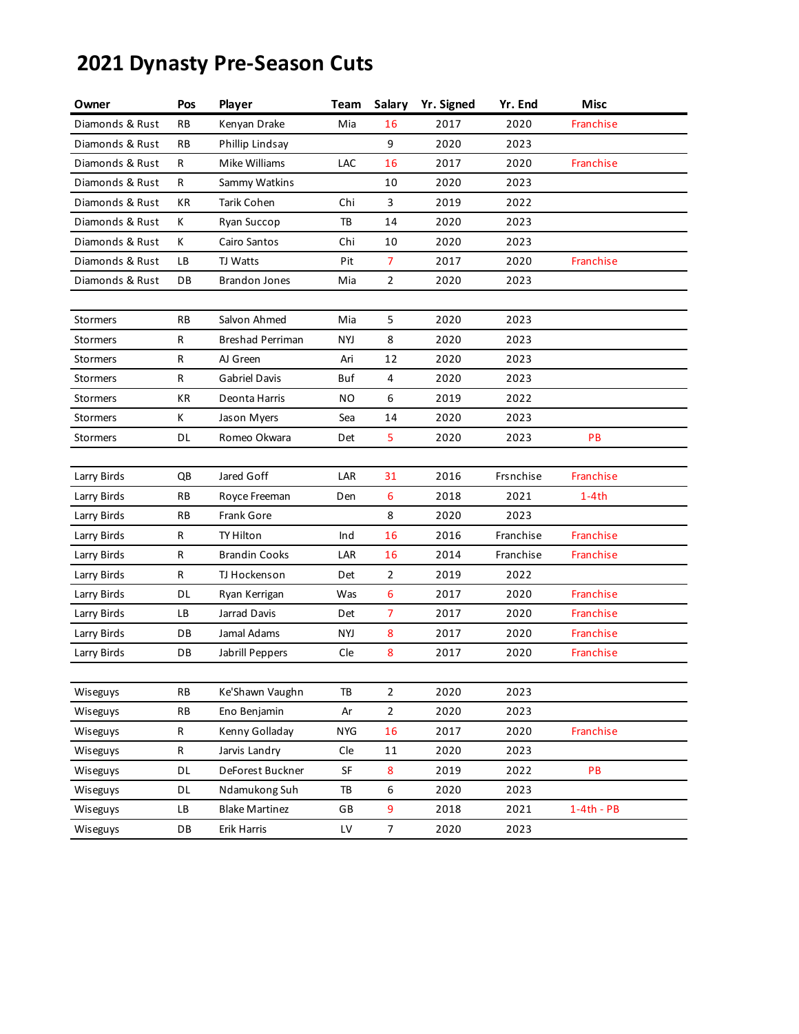# 2021 Dynasty Pre-Season Cuts

| Owner | Pos | Player | Team | Salary | Yr. Signed | Yr. End | Misc |
|---|---|---|---|---|---|---|---|
| Diamonds & Rust | RB | Kenyan Drake | Mia | 16 | 2017 | 2020 | Franchise |
| Diamonds & Rust | RB | Phillip Lindsay | | 9 | 2020 | 2023 | |
| Diamonds & Rust | R | Mike Williams | LAC | 16 | 2017 | 2020 | Franchise |
| Diamonds & Rust | R | Sammy Watkins | | 10 | 2020 | 2023 | |
| Diamonds & Rust | KR | Tarik Cohen | Chi | 3 | 2019 | 2022 | |
| Diamonds & Rust | K | Ryan Succop | TB | 14 | 2020 | 2023 | |
| Diamonds & Rust | K | Cairo Santos | Chi | 10 | 2020 | 2023 | |
| Diamonds & Rust | LB | TJ Watts | Pit | 7 | 2017 | 2020 | Franchise |
| Diamonds & Rust | DB | Brandon Jones | Mia | 2 | 2020 | 2023 | |
| | | | | | | | |
| Stormers | RB | Salvon Ahmed | Mia | 5 | 2020 | 2023 | |
| Stormers | R | Breshad Perriman | NYJ | 8 | 2020 | 2023 | |
| Stormers | R | AJ Green | Ari | 12 | 2020 | 2023 | |
| Stormers | R | Gabriel Davis | Buf | 4 | 2020 | 2023 | |
| Stormers | KR | Deonta Harris | NO | 6 | 2019 | 2022 | |
| Stormers | K | Jason Myers | Sea | 14 | 2020 | 2023 | |
| Stormers | DL | Romeo Okwara | Det | 5 | 2020 | 2023 | PB |
| | | | | | | | |
| Larry Birds | QB | Jared Goff | LAR | 31 | 2016 | Frsnchise | Franchise |
| Larry Birds | RB | Royce Freeman | Den | 6 | 2018 | 2021 | 1-4th |
| Larry Birds | RB | Frank Gore | | 8 | 2020 | 2023 | |
| Larry Birds | R | TY Hilton | Ind | 16 | 2016 | Franchise | Franchise |
| Larry Birds | R | Brandin Cooks | LAR | 16 | 2014 | Franchise | Franchise |
| Larry Birds | R | TJ Hockenson | Det | 2 | 2019 | 2022 | |
| Larry Birds | DL | Ryan Kerrigan | Was | 6 | 2017 | 2020 | Franchise |
| Larry Birds | LB | Jarrad Davis | Det | 7 | 2017 | 2020 | Franchise |
| Larry Birds | DB | Jamal Adams | NYJ | 8 | 2017 | 2020 | Franchise |
| Larry Birds | DB | Jabrill Peppers | Cle | 8 | 2017 | 2020 | Franchise |
| | | | | | | | |
| Wiseguys | RB | Ke'Shawn Vaughn | TB | 2 | 2020 | 2023 | |
| Wiseguys | RB | Eno Benjamin | Ar | 2 | 2020 | 2023 | |
| Wiseguys | R | Kenny Golladay | NYG | 16 | 2017 | 2020 | Franchise |
| Wiseguys | R | Jarvis Landry | Cle | 11 | 2020 | 2023 | |
| Wiseguys | DL | DeForest Buckner | SF | 8 | 2019 | 2022 | PB |
| Wiseguys | DL | Ndamukong Suh | TB | 6 | 2020 | 2023 | |
| Wiseguys | LB | Blake Martinez | GB | 9 | 2018 | 2021 | 1-4th - PB |
| Wiseguys | DB | Erik Harris | LV | 7 | 2020 | 2023 | |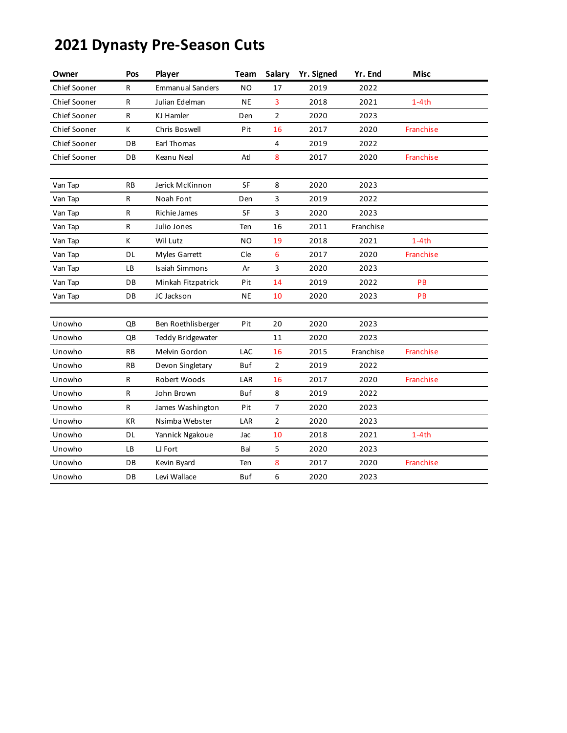# 2021 Dynasty Pre-Season Cuts

| Owner | Pos | Player | Team | Salary | Yr. Signed | Yr. End | Misc |
|---|---|---|---|---|---|---|---|
| Chief Sooner | R | Emmanual Sanders | NO | 17 | 2019 | 2022 | |
| Chief Sooner | R | Julian Edelman | NE | 3 | 2018 | 2021 | 1-4th |
| Chief Sooner | R | KJ Hamler | Den | 2 | 2020 | 2023 | |
| Chief Sooner | K | Chris Boswell | Pit | 16 | 2017 | 2020 | Franchise |
| Chief Sooner | DB | Earl Thomas | | 4 | 2019 | 2022 | |
| Chief Sooner | DB | Keanu Neal | Atl | 8 | 2017 | 2020 | Franchise |
| | | | | | | | |
| Van Tap | RB | Jerick McKinnon | SF | 8 | 2020 | 2023 | |
| Van Tap | R | Noah Font | Den | 3 | 2019 | 2022 | |
| Van Tap | R | Richie James | SF | 3 | 2020 | 2023 | |
| Van Tap | R | Julio Jones | Ten | 16 | 2011 | Franchise | |
| Van Tap | K | Wil Lutz | NO | 19 | 2018 | 2021 | 1-4th |
| Van Tap | DL | Myles Garrett | Cle | 6 | 2017 | 2020 | Franchise |
| Van Tap | LB | Isaiah Simmons | Ar | 3 | 2020 | 2023 | |
| Van Tap | DB | Minkah Fitzpatrick | Pit | 14 | 2019 | 2022 | PB |
| Van Tap | DB | JC Jackson | NE | 10 | 2020 | 2023 | PB |
| | | | | | | | |
| Unowho | QB | Ben Roethlisberger | Pit | 20 | 2020 | 2023 | |
| Unowho | QB | Teddy Bridgewater | | 11 | 2020 | 2023 | |
| Unowho | RB | Melvin Gordon | LAC | 16 | 2015 | Franchise | Franchise |
| Unowho | RB | Devon Singletary | Buf | 2 | 2019 | 2022 | |
| Unowho | R | Robert Woods | LAR | 16 | 2017 | 2020 | Franchise |
| Unowho | R | John Brown | Buf | 8 | 2019 | 2022 | |
| Unowho | R | James Washington | Pit | 7 | 2020 | 2023 | |
| Unowho | KR | Nsimba Webster | LAR | 2 | 2020 | 2023 | |
| Unowho | DL | Yannick Ngakoue | Jac | 10 | 2018 | 2021 | 1-4th |
| Unowho | LB | LJ Fort | Bal | 5 | 2020 | 2023 | |
| Unowho | DB | Kevin Byard | Ten | 8 | 2017 | 2020 | Franchise |
| Unowho | DB | Levi Wallace | Buf | 6 | 2020 | 2023 | |